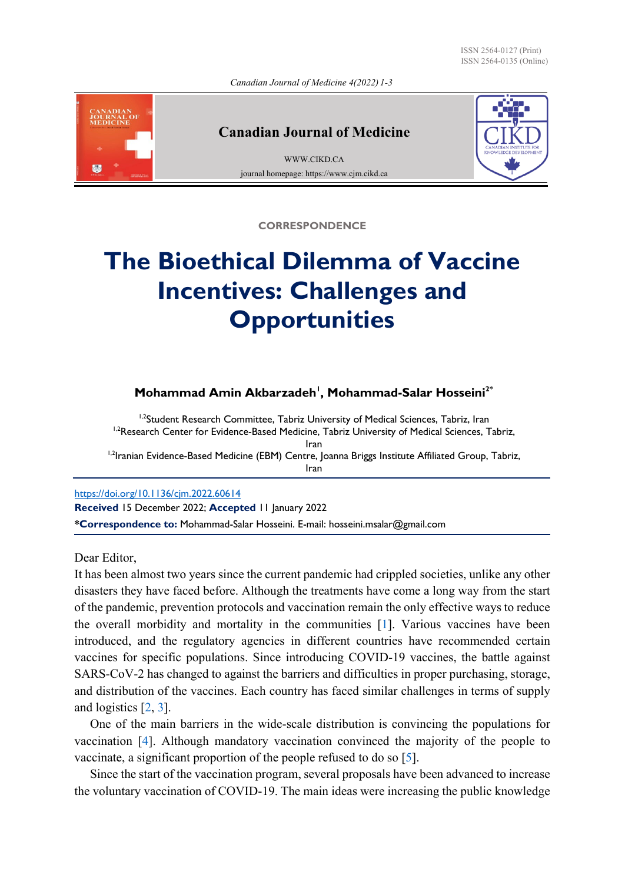CORRESPONDENCE

# The Bioethical Dilemma of Vaccine Incentives: Challenges and Opportunities

**Mohammad Amin Akbarzadeh[1], Mohammad-Salar Hosseini[2*]**

[1,2]Student Research Committee, Tabriz University of Medical Sciences, Tabriz, Iran
[1,2]Research Center for Evidence-Based Medicine, Tabriz University of Medical Sciences, Tabriz, Iran
[1,2]Iranian Evidence-Based Medicine (EBM) Centre, Joanna Briggs Institute Affiliated Group, Tabriz, Iran

https://doi.org/10.1136/cjm.2022.60614

**Received** 15 December 2022; **Accepted** 11 January 2022

***Correspondence to:** Mohammad-Salar Hosseini. E-mail: hosseini.msalar@gmail.com

Dear Editor,

It has been almost two years since the current pandemic had crippled societies, unlike any other disasters they have faced before. Although the treatments have come a long way from the start of the pandemic, prevention protocols and vaccination remain the only effective ways to reduce the overall morbidity and mortality in the communities [1]. Various vaccines have been introduced, and the regulatory agencies in different countries have recommended certain vaccines for specific populations. Since introducing COVID-19 vaccines, the battle against SARS-CoV-2 has changed to against the barriers and difficulties in proper purchasing, storage, and distribution of the vaccines. Each country has faced similar challenges in terms of supply and logistics [2, 3].

One of the main barriers in the wide-scale distribution is convincing the populations for vaccination [4]. Although mandatory vaccination convinced the majority of the people to vaccinate, a significant proportion of the people refused to do so [5].

Since the start of the vaccination program, several proposals have been advanced to increase the voluntary vaccination of COVID-19. The main ideas were increasing the public knowledge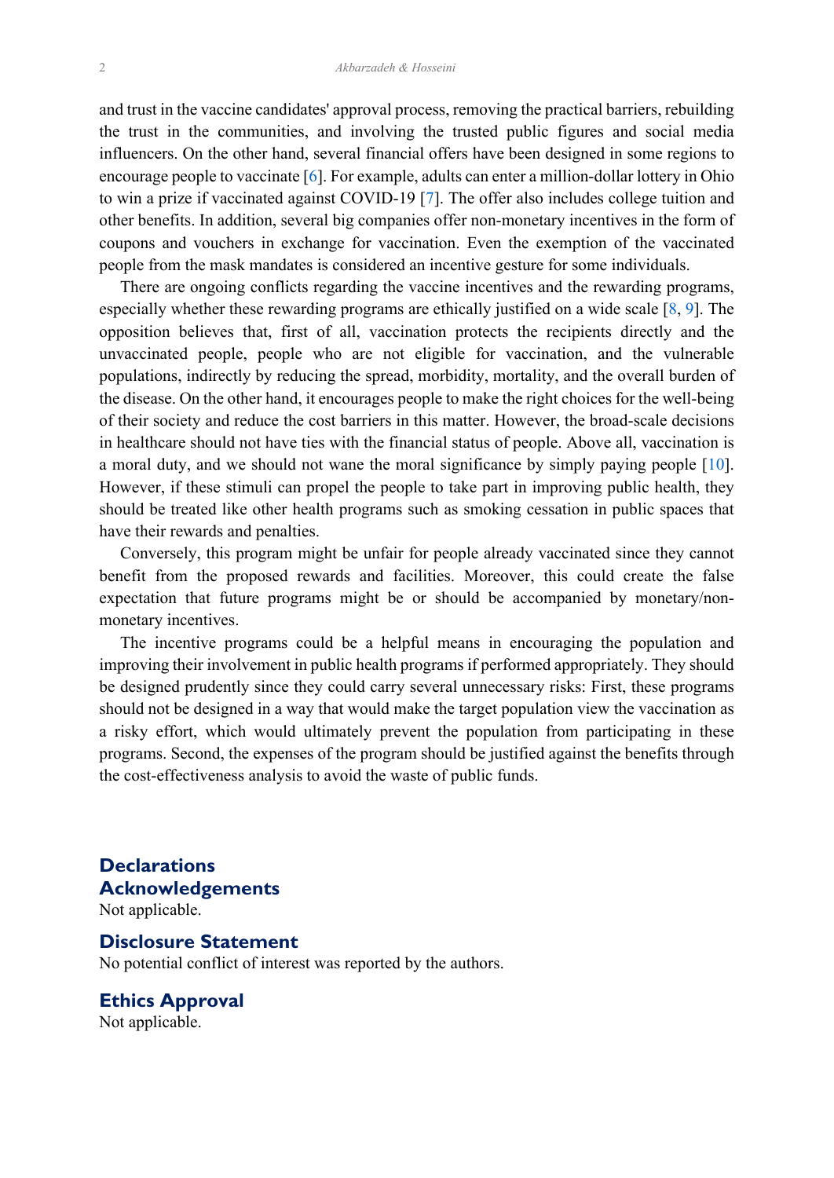and trust in the vaccine candidates' approval process, removing the practical barriers, rebuilding the trust in the communities, and involving the trusted public figures and social media influencers. On the other hand, several financial offers have been designed in some regions to encourage people to vaccinate [6]. For example, adults can enter a million-dollar lottery in Ohio to win a prize if vaccinated against COVID-19 [7]. The offer also includes college tuition and other benefits. In addition, several big companies offer non-monetary incentives in the form of coupons and vouchers in exchange for vaccination. Even the exemption of the vaccinated people from the mask mandates is considered an incentive gesture for some individuals.

There are ongoing conflicts regarding the vaccine incentives and the rewarding programs, especially whether these rewarding programs are ethically justified on a wide scale [8, 9]. The opposition believes that, first of all, vaccination protects the recipients directly and the unvaccinated people, people who are not eligible for vaccination, and the vulnerable populations, indirectly by reducing the spread, morbidity, mortality, and the overall burden of the disease. On the other hand, it encourages people to make the right choices for the well-being of their society and reduce the cost barriers in this matter. However, the broad-scale decisions in healthcare should not have ties with the financial status of people. Above all, vaccination is a moral duty, and we should not wane the moral significance by simply paying people [10]. However, if these stimuli can propel the people to take part in improving public health, they should be treated like other health programs such as smoking cessation in public spaces that have their rewards and penalties.

Conversely, this program might be unfair for people already vaccinated since they cannot benefit from the proposed rewards and facilities. Moreover, this could create the false expectation that future programs might be or should be accompanied by monetary/non-monetary incentives.

The incentive programs could be a helpful means in encouraging the population and improving their involvement in public health programs if performed appropriately. They should be designed prudently since they could carry several unnecessary risks: First, these programs should not be designed in a way that would make the target population view the vaccination as a risky effort, which would ultimately prevent the population from participating in these programs. Second, the expenses of the program should be justified against the benefits through the cost-effectiveness analysis to avoid the waste of public funds.

## Declarations

### Acknowledgements

Not applicable.

### Disclosure Statement

No potential conflict of interest was reported by the authors.

### Ethics Approval

Not applicable.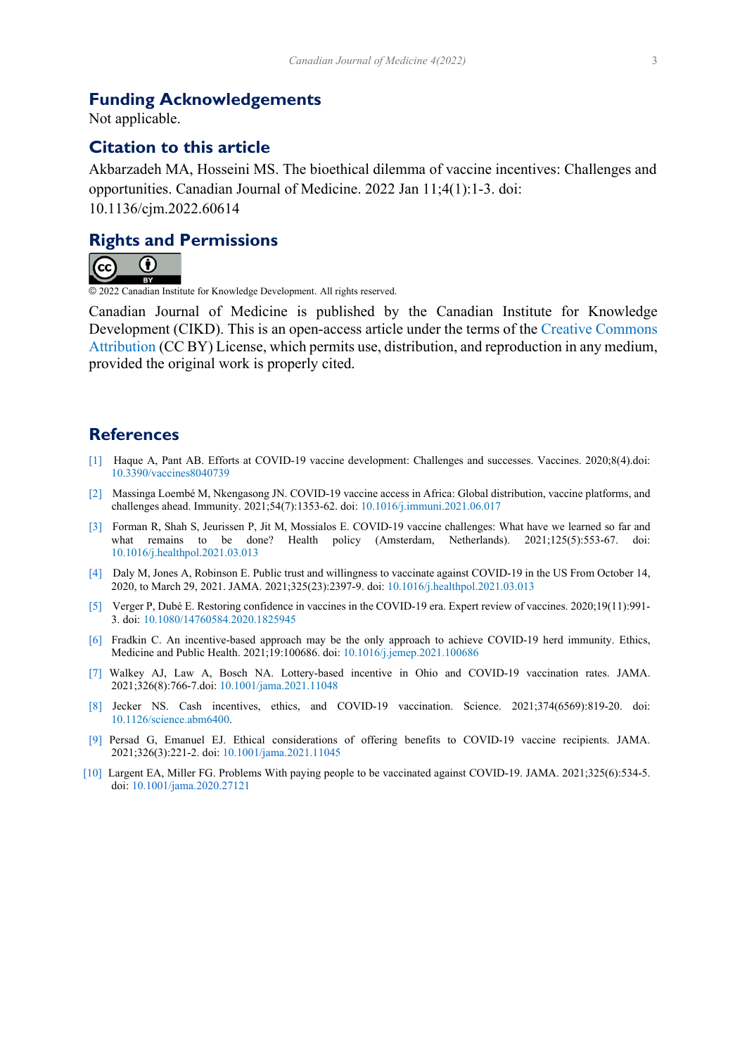## Funding Acknowledgements

Not applicable.

## Citation to this article

Akbarzadeh MA, Hosseini MS. The bioethical dilemma of vaccine incentives: Challenges and opportunities. Canadian Journal of Medicine. 2022 Jan 11;4(1):1-3. doi: 10.1136/cjm.2022.60614

## Rights and Permissions

© 2022 Canadian Institute for Knowledge Development. All rights reserved.

Canadian Journal of Medicine is published by the Canadian Institute for Knowledge Development (CIKD). This is an open-access article under the terms of the Creative Commons Attribution (CC BY) License, which permits use, distribution, and reproduction in any medium, provided the original work is properly cited.

## References

[1] Haque A, Pant AB. Efforts at COVID-19 vaccine development: Challenges and successes. Vaccines. 2020;8(4).doi: 10.3390/vaccines8040739

[2] Massinga Loembé M, Nkengasong JN. COVID-19 vaccine access in Africa: Global distribution, vaccine platforms, and challenges ahead. Immunity. 2021;54(7):1353-62. doi: 10.1016/j.immuni.2021.06.017

[3] Forman R, Shah S, Jeurissen P, Jit M, Mossialos E. COVID-19 vaccine challenges: What have we learned so far and what remains to be done? Health policy (Amsterdam, Netherlands). 2021;125(5):553-67. doi: 10.1016/j.healthpol.2021.03.013

[4] Daly M, Jones A, Robinson E. Public trust and willingness to vaccinate against COVID-19 in the US From October 14, 2020, to March 29, 2021. JAMA. 2021;325(23):2397-9. doi: 10.1016/j.healthpol.2021.03.013

[5] Verger P, Dubé E. Restoring confidence in vaccines in the COVID-19 era. Expert review of vaccines. 2020;19(11):991-3. doi: 10.1080/14760584.2020.1825945

[6] Fradkin C. An incentive-based approach may be the only approach to achieve COVID-19 herd immunity. Ethics, Medicine and Public Health. 2021;19:100686. doi: 10.1016/j.jemep.2021.100686

[7] Walkey AJ, Law A, Bosch NA. Lottery-based incentive in Ohio and COVID-19 vaccination rates. JAMA. 2021;326(8):766-7.doi: 10.1001/jama.2021.11048

[8] Jecker NS. Cash incentives, ethics, and COVID-19 vaccination. Science. 2021;374(6569):819-20. doi: 10.1126/science.abm6400.

[9] Persad G, Emanuel EJ. Ethical considerations of offering benefits to COVID-19 vaccine recipients. JAMA. 2021;326(3):221-2. doi: 10.1001/jama.2021.11045

[10] Largent EA, Miller FG. Problems With paying people to be vaccinated against COVID-19. JAMA. 2021;325(6):534-5. doi: 10.1001/jama.2020.27121